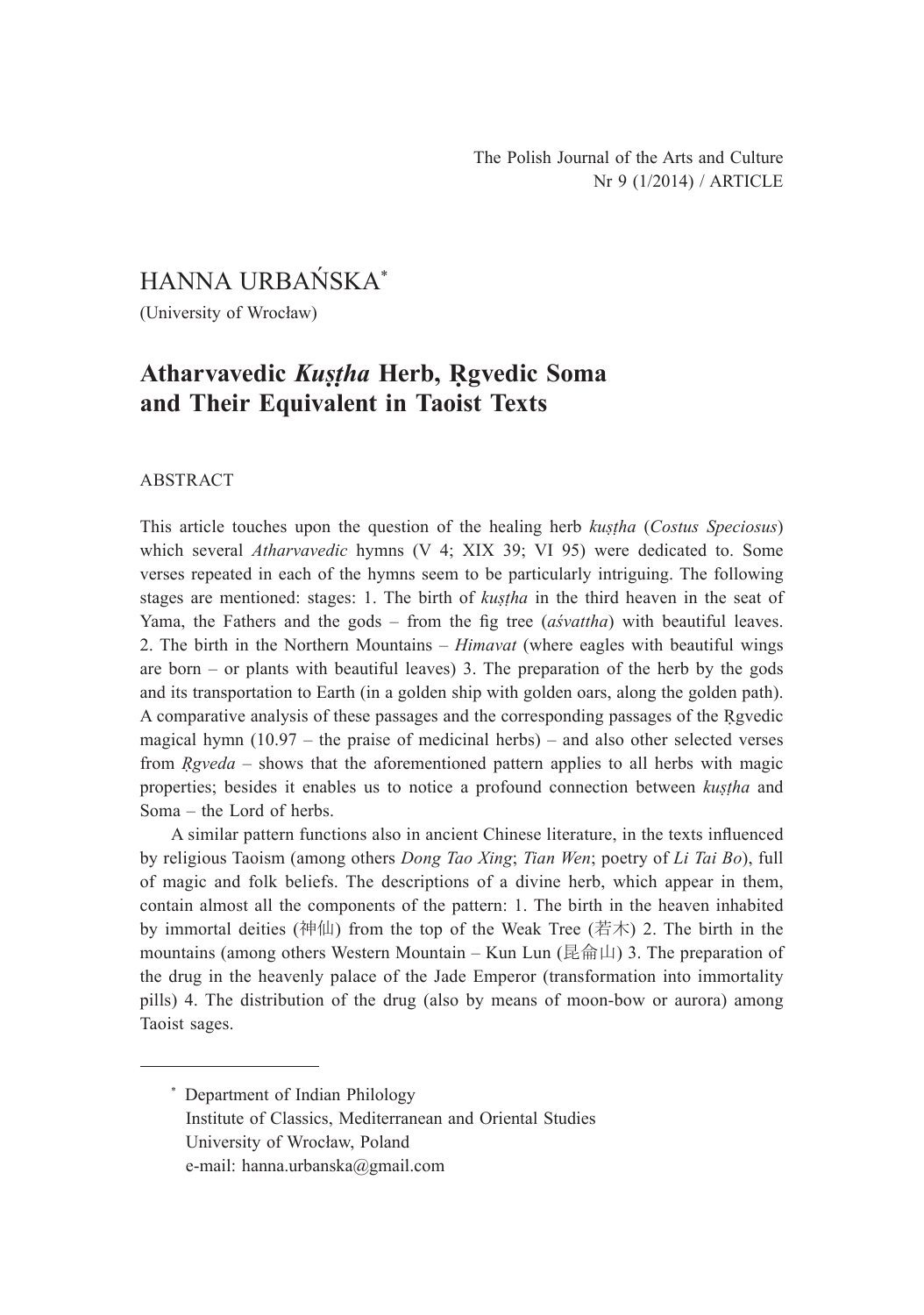The Polish Journal of the Arts and Culture
Nr 9 (1/2014) / ARTICLE

HANNA URBAŃSKA[*]

(University of Wrocław)

# Atharvavedic *Kuṣṭha* Herb, Ṛgvedic Soma and Their Equivalent in Taoist Texts

## ABSTRACT

This article touches upon the question of the healing herb *kuṣṭha* (*Costus Speciosus*) which several *Atharvavedic* hymns (V 4; XIX 39; VI 95) were dedicated to. Some verses repeated in each of the hymns seem to be particularly intriguing. The following stages are mentioned: stages: 1. The birth of *kuṣṭha* in the third heaven in the seat of Yama, the Fathers and the gods – from the fig tree (*aśvattha*) with beautiful leaves. 2. The birth in the Northern Mountains – *Himavat* (where eagles with beautiful wings are born – or plants with beautiful leaves) 3. The preparation of the herb by the gods and its transportation to Earth (in a golden ship with golden oars, along the golden path). A comparative analysis of these passages and the corresponding passages of the Ṛgvedic magical hymn (10.97 – the praise of medicinal herbs) – and also other selected verses from *Ṛgveda* – shows that the aforementioned pattern applies to all herbs with magic properties; besides it enables us to notice a profound connection between *kuṣṭha* and Soma – the Lord of herbs.

A similar pattern functions also in ancient Chinese literature, in the texts influenced by religious Taoism (among others *Dong Tao Xing*; *Tian Wen*; poetry of *Li Tai Bo*), full of magic and folk beliefs. The descriptions of a divine herb, which appear in them, contain almost all the components of the pattern: 1. The birth in the heaven inhabited by immortal deities (神仙) from the top of the Weak Tree (若木) 2. The birth in the mountains (among others Western Mountain – Kun Lun (昆侖山) 3. The preparation of the drug in the heavenly palace of the Jade Emperor (transformation into immortality pills) 4. The distribution of the drug (also by means of moon-bow or aurora) among Taoist sages.

---

[*] Department of Indian Philology
Institute of Classics, Mediterranean and Oriental Studies
University of Wrocław, Poland
e-mail: hanna.urbanska@gmail.com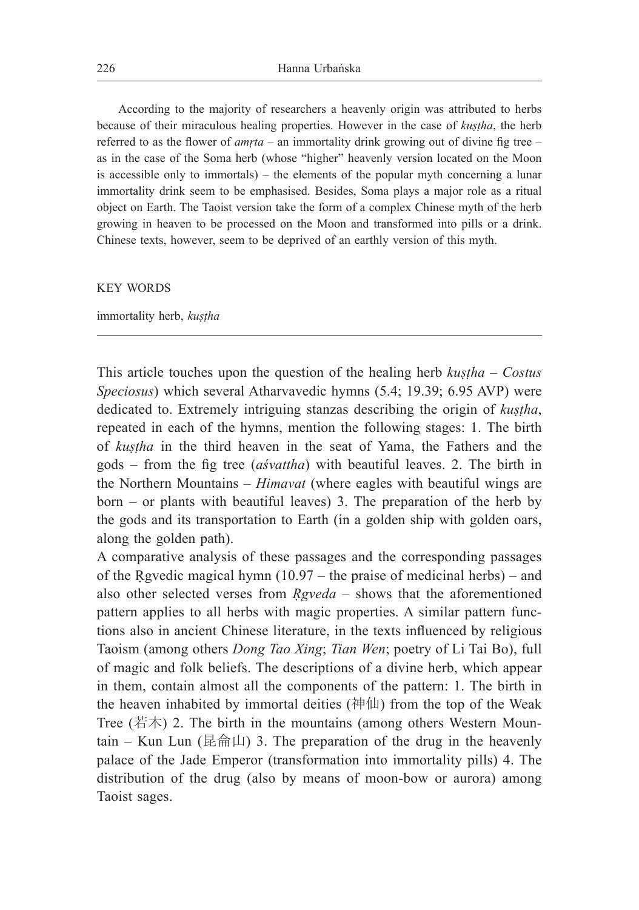According to the majority of researchers a heavenly origin was attributed to herbs because of their miraculous healing properties. However in the case of *kuṣṭha*, the herb referred to as the flower of *amṛta* – an immortality drink growing out of divine fig tree – as in the case of the Soma herb (whose "higher" heavenly version located on the Moon is accessible only to immortals) – the elements of the popular myth concerning a lunar immortality drink seem to be emphasised. Besides, Soma plays a major role as a ritual object on Earth. The Taoist version take the form of a complex Chinese myth of the herb growing in heaven to be processed on the Moon and transformed into pills or a drink. Chinese texts, however, seem to be deprived of an earthly version of this myth.

KEY WORDS

immortality herb, *kuṣṭha*

---

This article touches upon the question of the healing herb *kuṣṭha* – *Costus Speciosus*) which several Atharvavedic hymns (5.4; 19.39; 6.95 AVP) were dedicated to. Extremely intriguing stanzas describing the origin of *kuṣṭha*, repeated in each of the hymns, mention the following stages: 1. The birth of *kuṣṭha* in the third heaven in the seat of Yama, the Fathers and the gods – from the fig tree (*aśvattha*) with beautiful leaves. 2. The birth in the Northern Mountains – *Himavat* (where eagles with beautiful wings are born – or plants with beautiful leaves) 3. The preparation of the herb by the gods and its transportation to Earth (in a golden ship with golden oars, along the golden path).

A comparative analysis of these passages and the corresponding passages of the Ṛgvedic magical hymn (10.97 – the praise of medicinal herbs) – and also other selected verses from *Ṛgveda* – shows that the aforementioned pattern applies to all herbs with magic properties. A similar pattern functions also in ancient Chinese literature, in the texts influenced by religious Taoism (among others *Dong Tao Xing*; *Tian Wen*; poetry of Li Tai Bo), full of magic and folk beliefs. The descriptions of a divine herb, which appear in them, contain almost all the components of the pattern: 1. The birth in the heaven inhabited by immortal deities (神仙) from the top of the Weak Tree (若木) 2. The birth in the mountains (among others Western Mountain – Kun Lun (昆侖山) 3. The preparation of the drug in the heavenly palace of the Jade Emperor (transformation into immortality pills) 4. The distribution of the drug (also by means of moon-bow or aurora) among Taoist sages.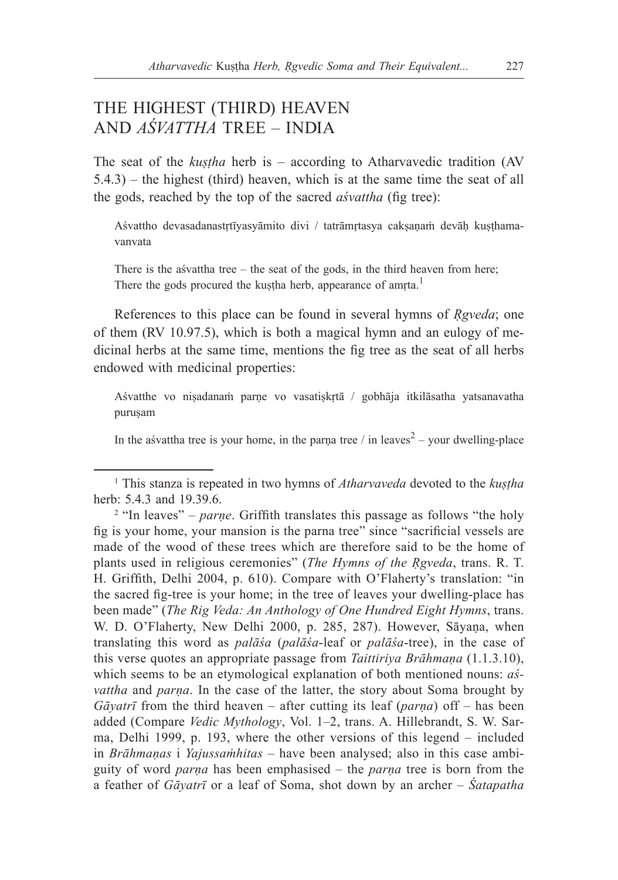## THE HIGHEST (THIRD) HEAVEN AND *AŚVATTHA* TREE – INDIA

The seat of the *kuṣṭha* herb is – according to Atharvavedic tradition (AV 5.4.3) – the highest (third) heaven, which is at the same time the seat of all the gods, reached by the top of the sacred *aśvattha* (fig tree):

> Aśvattho devasadanastṛtīyasyāmito divi / tatrāmṛtasya cakṣaṇaṁ devāḥ kuṣṭhamavanvata
>
> There is the aśvattha tree – the seat of the gods, in the third heaven from here;
> There the gods procured the kuṣṭha herb, appearance of amṛta.[1]

References to this place can be found in several hymns of *Ṛgveda*; one of them (RV 10.97.5), which is both a magical hymn and an eulogy of medicinal herbs at the same time, mentions the fig tree as the seat of all herbs endowed with medicinal properties:

> Aśvatthe vo niṣadanaṁ parṇe vo vasatiṣkṛtā / gobhāja itkilāsatha yatsanavatha puruṣam
>
> In the aśvattha tree is your home, in the parṇa tree / in leaves[2] – your dwelling-place

---

[1] This stanza is repeated in two hymns of *Atharvaveda* devoted to the *kuṣṭha* herb: 5.4.3 and 19.39.6.

[2] "In leaves" – *parṇe*. Griffith translates this passage as follows "the holy fig is your home, your mansion is the parna tree" since "sacrificial vessels are made of the wood of these trees which are therefore said to be the home of plants used in religious ceremonies" (*The Hymns of the Ṛgveda*, trans. R. T. H. Griffith, Delhi 2004, p. 610). Compare with O'Flaherty's translation: "in the sacred fig-tree is your home; in the tree of leaves your dwelling-place has been made" (*The Rig Veda: An Anthology of One Hundred Eight Hymns*, trans. W. D. O'Flaherty, New Delhi 2000, p. 285, 287). However, Sāyaṇa, when translating this word as *palāśa* (*palāśa*-leaf or *palāśa*-tree), in the case of this verse quotes an appropriate passage from *Taittiriya Brāhmaṇa* (1.1.3.10), which seems to be an etymological explanation of both mentioned nouns: *aśvattha* and *parṇa*. In the case of the latter, the story about Soma brought by *Gāyatrī* from the third heaven – after cutting its leaf (*parṇa*) off – has been added (Compare *Vedic Mythology*, Vol. 1–2, trans. A. Hillebrandt, S. W. Sarma, Delhi 1999, p. 193, where the other versions of this legend – included in *Brāhmaṇas* i *Yajussaṁhitas* – have been analysed; also in this case ambiguity of word *parṇa* has been emphasised – the *parṇa* tree is born from the a feather of *Gāyatrī* or a leaf of Soma, shot down by an archer – *Śatapatha*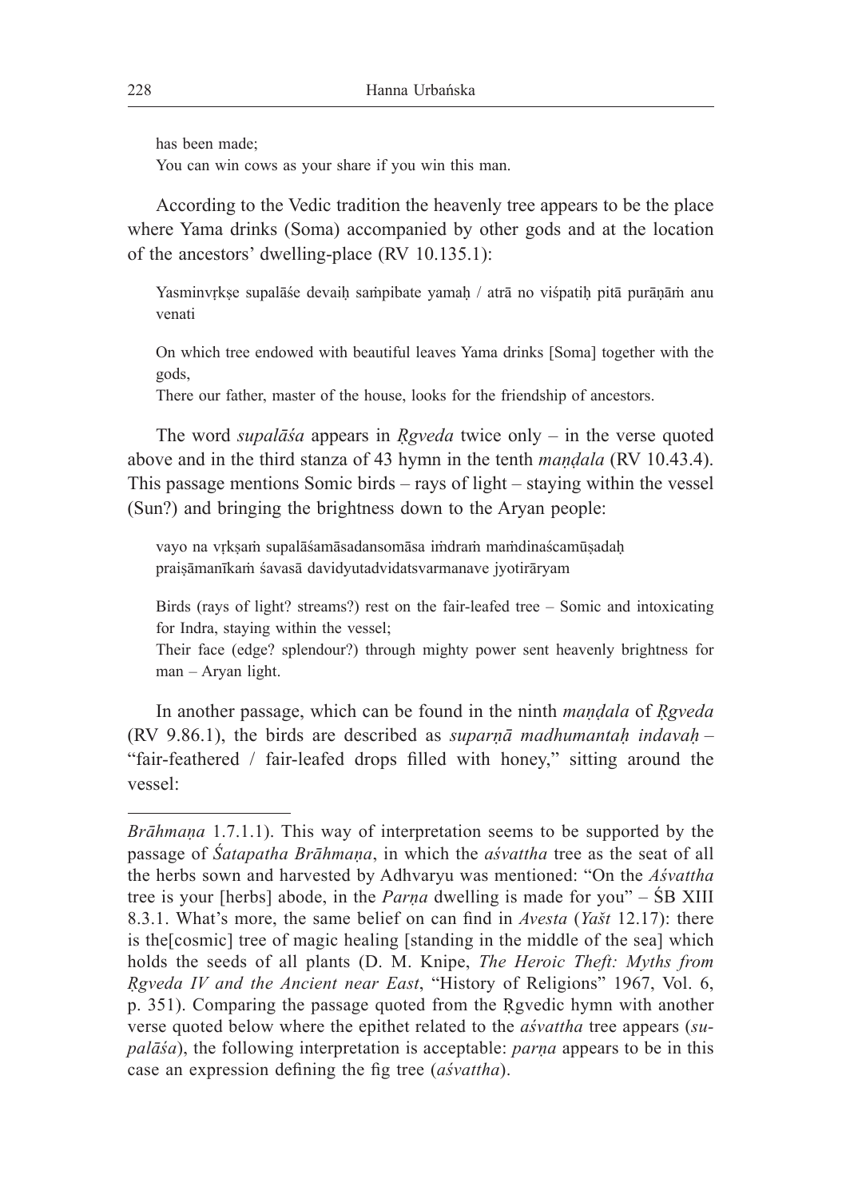has been made;
You can win cows as your share if you win this man.

According to the Vedic tradition the heavenly tree appears to be the place where Yama drinks (Soma) accompanied by other gods and at the location of the ancestors' dwelling-place (RV 10.135.1):

> Yasminvṛkṣe supalāśe devaiḥ saṁpibate yamaḥ / atrā no viśpatiḥ pitā purāṇāṁ anu venati
>
> On which tree endowed with beautiful leaves Yama drinks [Soma] together with the gods,
> There our father, master of the house, looks for the friendship of ancestors.

The word *supalāśa* appears in *Ṛgveda* twice only – in the verse quoted above and in the third stanza of 43 hymn in the tenth *maṇḍala* (RV 10.43.4). This passage mentions Somic birds – rays of light – staying within the vessel (Sun?) and bringing the brightness down to the Aryan people:

> vayo na vṛkṣaṁ supalāśamāsadansomāsa iṁdraṁ maṁdinaścamūṣadaḥ
> praiṣāmanīkaṁ śavasā davidyutadvidatsvarmanave jyotirāryam
>
> Birds (rays of light? streams?) rest on the fair-leafed tree – Somic and intoxicating for Indra, staying within the vessel;
> Their face (edge? splendour?) through mighty power sent heavenly brightness for man – Aryan light.

In another passage, which can be found in the ninth *maṇḍala* of *Ṛgveda* (RV 9.86.1), the birds are described as *suparṇā madhumantaḥ indavaḥ* – "fair-feathered / fair-leafed drops filled with honey," sitting around the vessel:

---

*Brāhmaṇa* 1.7.1.1). This way of interpretation seems to be supported by the passage of *Śatapatha Brāhmaṇa*, in which the *aśvattha* tree as the seat of all the herbs sown and harvested by Adhvaryu was mentioned: "On the *Aśvattha* tree is your [herbs] abode, in the *Parṇa* dwelling is made for you" – ŚB XIII 8.3.1. What's more, the same belief on can find in *Avesta* (*Yašt* 12.17): there is the[cosmic] tree of magic healing [standing in the middle of the sea] which holds the seeds of all plants (D. M. Knipe, *The Heroic Theft: Myths from Ṛgveda IV and the Ancient near East*, "History of Religions" 1967, Vol. 6, p. 351). Comparing the passage quoted from the Ṛgvedic hymn with another verse quoted below where the epithet related to the *aśvattha* tree appears (*supalāśa*), the following interpretation is acceptable: *parṇa* appears to be in this case an expression defining the fig tree (*aśvattha*).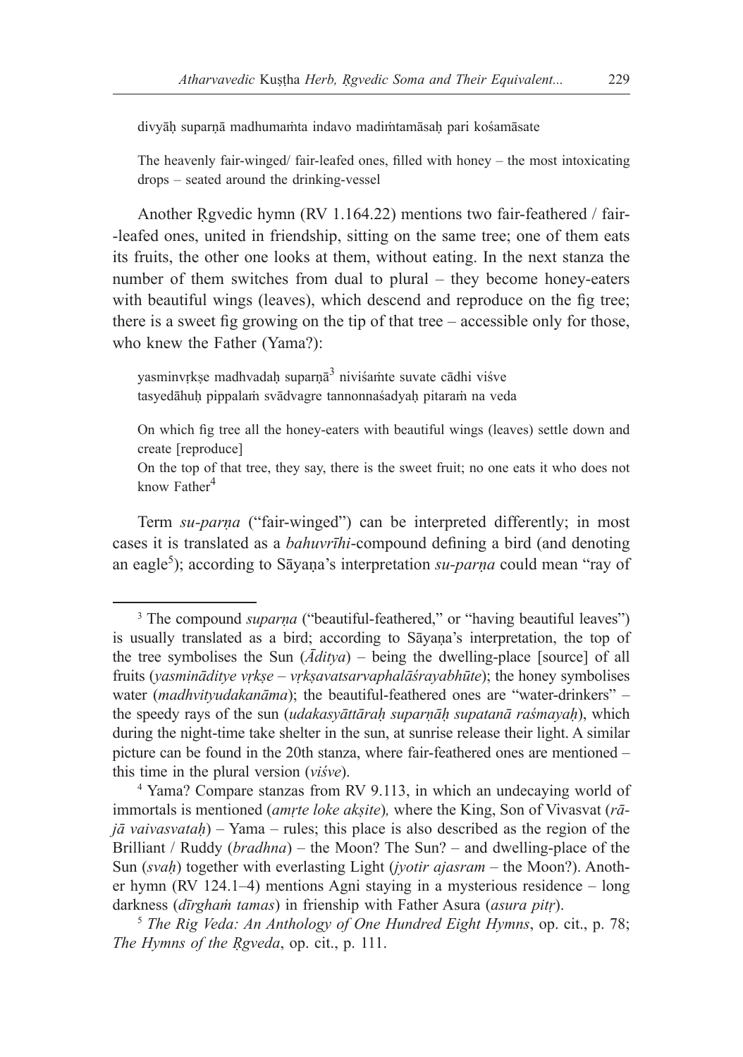divyāḥ suparṇā madhumaṁta indavo madiṁtamāsaḥ pari kośamāsate

The heavenly fair-winged/ fair-leafed ones, filled with honey – the most intoxicating drops – seated around the drinking-vessel

Another Ṛgvedic hymn (RV 1.164.22) mentions two fair-feathered / fair--leafed ones, united in friendship, sitting on the same tree; one of them eats its fruits, the other one looks at them, without eating. In the next stanza the number of them switches from dual to plural – they become honey-eaters with beautiful wings (leaves), which descend and reproduce on the fig tree; there is a sweet fig growing on the tip of that tree – accessible only for those, who knew the Father (Yama?):

yasminvṛkṣe madhvadaḥ suparṇā[3] niviśaṁte suvate cādhi viśve
tasyedāhuḥ pippalaṁ svādvagre tannonnaśadyaḥ pitaraṁ na veda

On which fig tree all the honey-eaters with beautiful wings (leaves) settle down and create [reproduce]
On the top of that tree, they say, there is the sweet fruit; no one eats it who does not know Father[4]

Term *su-parṇa* ("fair-winged") can be interpreted differently; in most cases it is translated as a *bahuvrīhi*-compound defining a bird (and denoting an eagle[5]); according to Sāyaṇa's interpretation *su-parṇa* could mean "ray of

---

[3] The compound *suparṇa* ("beautiful-feathered," or "having beautiful leaves") is usually translated as a bird; according to Sāyaṇa's interpretation, the top of the tree symbolises the Sun (*Āditya*) – being the dwelling-place [source] of all fruits (*yasminādityе vṛkṣe – vṛkṣavatsarvaphalāśrayabhūte*); the honey symbolises water (*madhvityudakanāma*); the beautiful-feathered ones are "water-drinkers" – the speedy rays of the sun (*udakasyāttāraḥ suparṇāḥ supatanā raśmayaḥ*), which during the night-time take shelter in the sun, at sunrise release their light. A similar picture can be found in the 20th stanza, where fair-feathered ones are mentioned – this time in the plural version (*viśve*).

[4] Yama? Compare stanzas from RV 9.113, in which an undecaying world of immortals is mentioned (*amṛte loke akṣite*)*,* where the King, Son of Vivasvat (*rājā vaivasvataḥ*) – Yama – rules; this place is also described as the region of the Brilliant / Ruddy (*bradhna*) – the Moon? The Sun? – and dwelling-place of the Sun (*svaḥ*) together with everlasting Light (*jyotir ajasram* – the Moon?). Another hymn (RV 124.1–4) mentions Agni staying in a mysterious residence – long darkness (*dīrghaṁ tamas*) in frienship with Father Asura (*asura pitṛ*).

[5] *The Rig Veda: An Anthology of One Hundred Eight Hymns*, op. cit., p. 78; *The Hymns of the Ṛgveda*, op. cit., p. 111.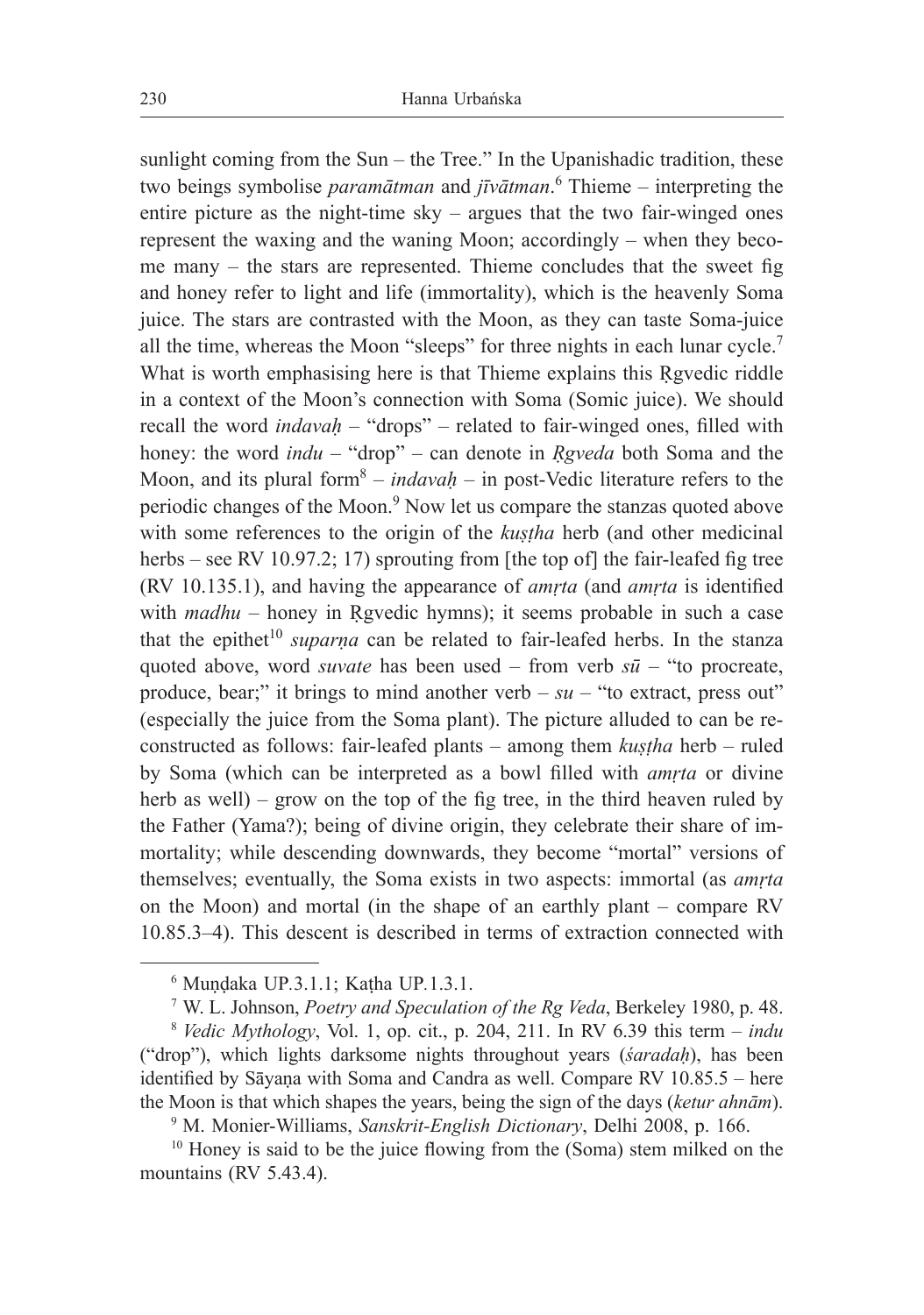sunlight coming from the Sun – the Tree." In the Upanishadic tradition, these two beings symbolise *paramātman* and *jīvātman*.[6] Thieme – interpreting the entire picture as the night-time sky – argues that the two fair-winged ones represent the waxing and the waning Moon; accordingly – when they become many – the stars are represented. Thieme concludes that the sweet fig and honey refer to light and life (immortality), which is the heavenly Soma juice. The stars are contrasted with the Moon, as they can taste Soma-juice all the time, whereas the Moon "sleeps" for three nights in each lunar cycle.[7] What is worth emphasising here is that Thieme explains this Ṛgvedic riddle in a context of the Moon's connection with Soma (Somic juice). We should recall the word *indavaḥ* – "drops" – related to fair-winged ones, filled with honey: the word *indu* – "drop" – can denote in *Ṛgveda* both Soma and the Moon, and its plural form[8] – *indavaḥ* – in post-Vedic literature refers to the periodic changes of the Moon.[9] Now let us compare the stanzas quoted above with some references to the origin of the *kuṣṭha* herb (and other medicinal herbs – see RV 10.97.2; 17) sprouting from [the top of] the fair-leafed fig tree (RV 10.135.1), and having the appearance of *amṛta* (and *amṛta* is identified with *madhu* – honey in Ṛgvedic hymns); it seems probable in such a case that the epithet[10] *suparṇa* can be related to fair-leafed herbs. In the stanza quoted above, word *suvate* has been used – from verb *sū* – "to procreate, produce, bear;" it brings to mind another verb – *su* – "to extract, press out" (especially the juice from the Soma plant). The picture alluded to can be reconstructed as follows: fair-leafed plants – among them *kuṣṭha* herb – ruled by Soma (which can be interpreted as a bowl filled with *amṛta* or divine herb as well) – grow on the top of the fig tree, in the third heaven ruled by the Father (Yama?); being of divine origin, they celebrate their share of immortality; while descending downwards, they become "mortal" versions of themselves; eventually, the Soma exists in two aspects: immortal (as *amṛta* on the Moon) and mortal (in the shape of an earthly plant – compare RV 10.85.3–4). This descent is described in terms of extraction connected with

---

[6] Muṇḍaka UP.3.1.1; Kaṭha UP.1.3.1.

[7] W. L. Johnson, *Poetry and Speculation of the Rg Veda*, Berkeley 1980, p. 48.

[8] *Vedic Mythology*, Vol. 1, op. cit., p. 204, 211. In RV 6.39 this term – *indu* ("drop"), which lights darksome nights throughout years (*śaradaḥ*), has been identified by Sāyaṇa with Soma and Candra as well. Compare RV 10.85.5 – here the Moon is that which shapes the years, being the sign of the days (*ketur ahnām*).

[9] M. Monier-Williams, *Sanskrit-English Dictionary*, Delhi 2008, p. 166.

[10] Honey is said to be the juice flowing from the (Soma) stem milked on the mountains (RV 5.43.4).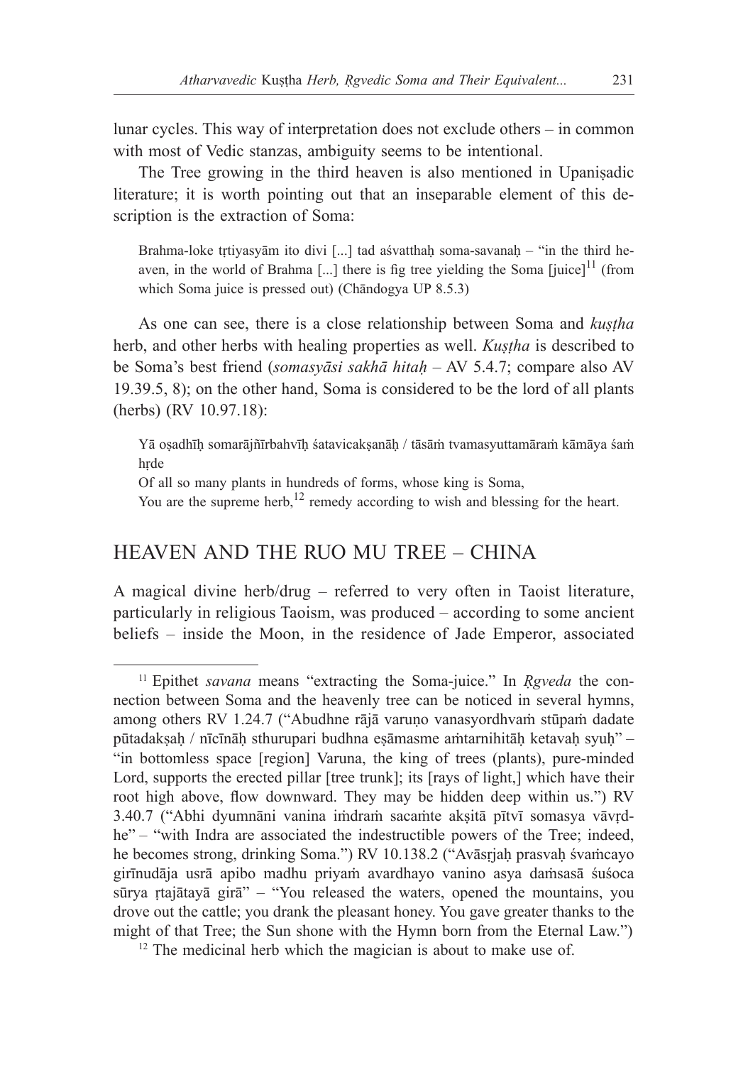lunar cycles. This way of interpretation does not exclude others – in common with most of Vedic stanzas, ambiguity seems to be intentional.

The Tree growing in the third heaven is also mentioned in Upaniṣadic literature; it is worth pointing out that an inseparable element of this description is the extraction of Soma:

> Brahma-loke tṛtiyasyām ito divi [...] tad aśvatthaḥ soma-savanaḥ – "in the third heaven, in the world of Brahma [...] there is fig tree yielding the Soma [juice][11] (from which Soma juice is pressed out) (Chāndogya UP 8.5.3)

As one can see, there is a close relationship between Soma and *kuṣṭha* herb, and other herbs with healing properties as well. *Kuṣṭha* is described to be Soma's best friend (*somasyāsi sakhā hitaḥ* – AV 5.4.7; compare also AV 19.39.5, 8); on the other hand, Soma is considered to be the lord of all plants (herbs) (RV 10.97.18):

> Yā oṣadhīḥ somarājñīrbahvīḥ śatavicakṣanāḥ / tāsāṁ tvamasyuttamāraṁ kāmāya śaṁ hṛde
>
> Of all so many plants in hundreds of forms, whose king is Soma,
>
> You are the supreme herb,[12] remedy according to wish and blessing for the heart.

## HEAVEN AND THE RUO MU TREE – CHINA

A magical divine herb/drug – referred to very often in Taoist literature, particularly in religious Taoism, was produced – according to some ancient beliefs – inside the Moon, in the residence of Jade Emperor, associated

---

[11] Epithet *savana* means "extracting the Soma-juice." In *Ṛgveda* the connection between Soma and the heavenly tree can be noticed in several hymns, among others RV 1.24.7 ("Abudhne rājā varuṇo vanasyordhvaṁ stūpaṁ dadate pūtadakṣaḥ / nīcīnāḥ sthurupari budhna eṣāmasme aṁtarnihitāḥ ketavaḥ syuḥ" – "in bottomless space [region] Varuna, the king of trees (plants), pure-minded Lord, supports the erected pillar [tree trunk]; its [rays of light,] which have their root high above, flow downward. They may be hidden deep within us.") RV 3.40.7 ("Abhi dyumnāni vanina iṁdraṁ sacaṁte akṣitā pītvī somasya vāvṛdhe" – "with Indra are associated the indestructible powers of the Tree; indeed, he becomes strong, drinking Soma.") RV 10.138.2 ("Avāsṛjaḥ prasvaḥ śvaṁcayo girīnudāja usrā apibo madhu priyaṁ avardhayo vanino asya daṁsasā śuśoca sūrya ṛtajātayā girā" – "You released the waters, opened the mountains, you drove out the cattle; you drank the pleasant honey. You gave greater thanks to the might of that Tree; the Sun shone with the Hymn born from the Eternal Law.")

[12] The medicinal herb which the magician is about to make use of.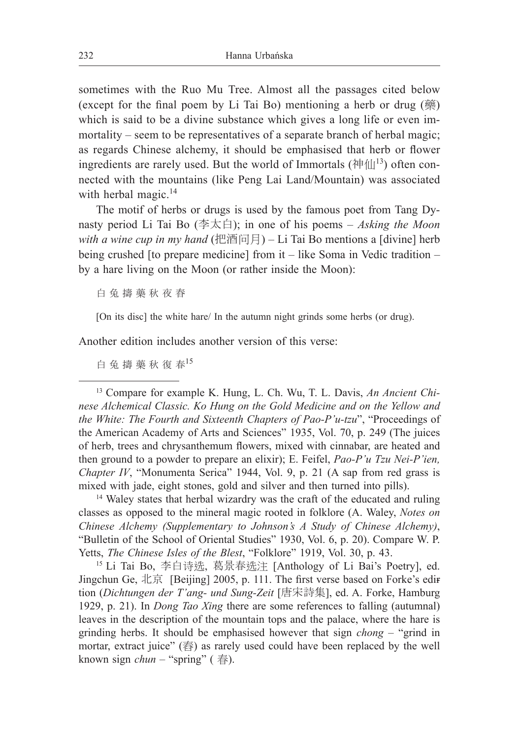sometimes with the Ruo Mu Tree. Almost all the passages cited below (except for the final poem by Li Tai Bo) mentioning a herb or drug (藥) which is said to be a divine substance which gives a long life or even immortality – seem to be representatives of a separate branch of herbal magic; as regards Chinese alchemy, it should be emphasised that herb or flower ingredients are rarely used. But the world of Immortals (神仙[13]) often connected with the mountains (like Peng Lai Land/Mountain) was associated with herbal magic.[14]

The motif of herbs or drugs is used by the famous poet from Tang Dynasty period Li Tai Bo (李太白); in one of his poems – *Asking the Moon with a wine cup in my hand* (把酒问月) – Li Tai Bo mentions a [divine] herb being crushed [to prepare medicine] from it – like Soma in Vedic tradition – by a hare living on the Moon (or rather inside the Moon):

白 兔 擣 藥 秋 夜 舂

[On its disc] the white hare/ In the autumn night grinds some herbs (or drug).

Another edition includes another version of this verse:

白 兔 擣 藥 秋 復 春[15]

---

[13] Compare for example K. Hung, L. Ch. Wu, T. L. Davis, *An Ancient Chinese Alchemical Classic. Ko Hung on the Gold Medicine and on the Yellow and the White: The Fourth and Sixteenth Chapters of Pao-P'u-tzu*", "Proceedings of the American Academy of Arts and Sciences" 1935, Vol. 70, p. 249 (The juices of herb, trees and chrysanthemum flowers, mixed with cinnabar, are heated and then ground to a powder to prepare an elixir); E. Feifel, *Pao-P'u Tzu Nei-P'ien, Chapter IV*, "Monumenta Serica" 1944, Vol. 9, p. 21 (A sap from red grass is mixed with jade, eight stones, gold and silver and then turned into pills).

[14] Waley states that herbal wizardry was the craft of the educated and ruling classes as opposed to the mineral magic rooted in folklore (A. Waley, *Notes on Chinese Alchemy (Supplementary to Johnson's A Study of Chinese Alchemy)*, "Bulletin of the School of Oriental Studies" 1930, Vol. 6, p. 20). Compare W. P. Yetts, *The Chinese Isles of the Blest*, "Folklore" 1919, Vol. 30, p. 43.

[15] Li Tai Bo, 李白诗选, 葛景春选注 [Anthology of Li Bai's Poetry], ed. Jingchun Ge, 北京 [Beijing] 2005, p. 111. The first verse based on Forke's edition (*Dichtungen der T'ang- und Sung-Zeit* [唐宋詩集], ed. A. Forke, Hamburg 1929, p. 21). In *Dong Tao Xing* there are some references to falling (autumnal) leaves in the description of the mountain tops and the palace, where the hare is grinding herbs. It should be emphasised however that sign *chong* – "grind in mortar, extract juice" (舂) as rarely used could have been replaced by the well known sign *chun* – "spring" ( 春).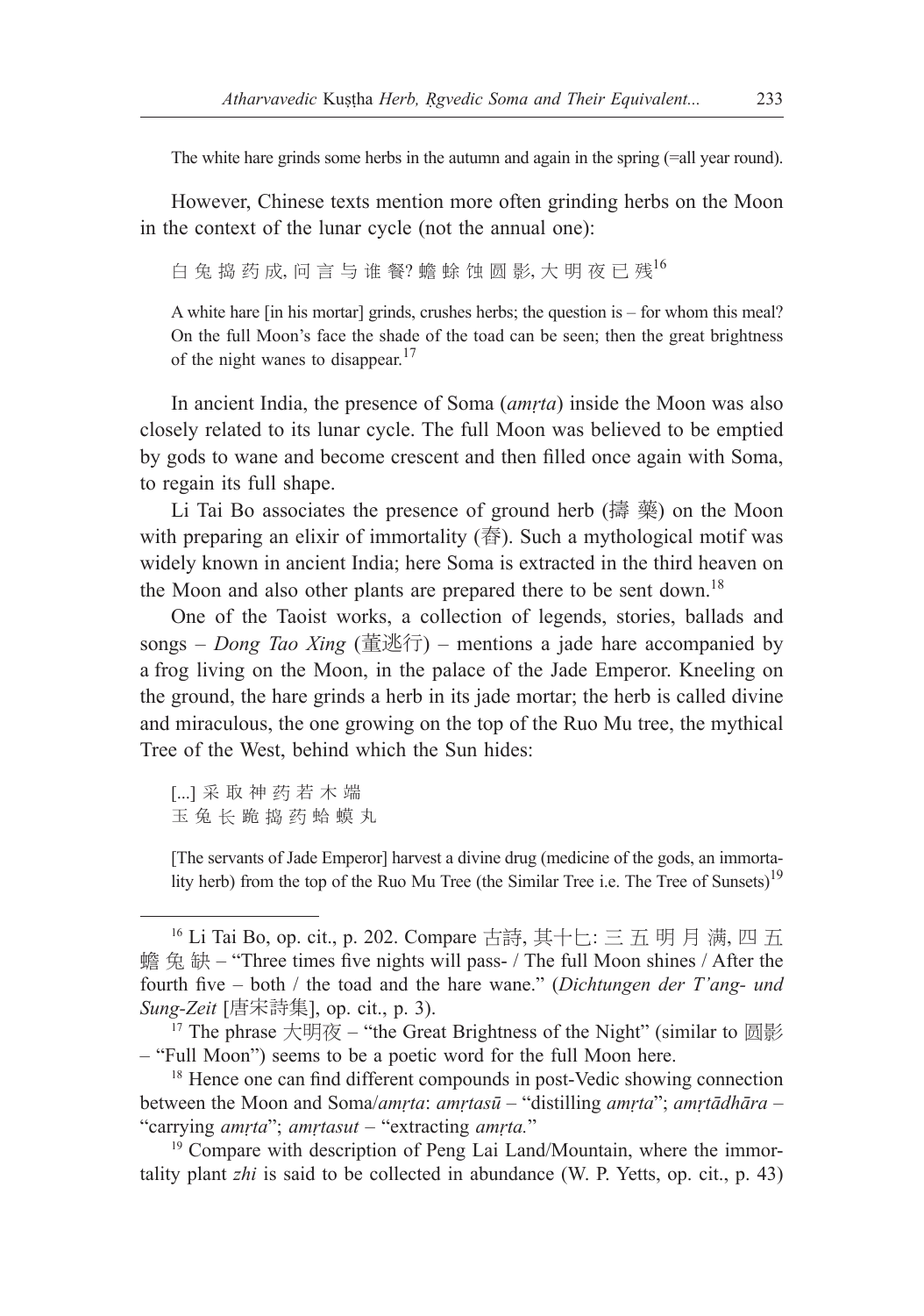The white hare grinds some herbs in the autumn and again in the spring (=all year round).

However, Chinese texts mention more often grinding herbs on the Moon in the context of the lunar cycle (not the annual one):

白 兔 捣 药 成, 问 言 与 谁 餐? 蟾 蜍 蚀 圆 影, 大 明 夜 已 残[16]

A white hare [in his mortar] grinds, crushes herbs; the question is – for whom this meal? On the full Moon's face the shade of the toad can be seen; then the great brightness of the night wanes to disappear.[17]

In ancient India, the presence of Soma (*amṛta*) inside the Moon was also closely related to its lunar cycle. The full Moon was believed to be emptied by gods to wane and become crescent and then filled once again with Soma, to regain its full shape.

Li Tai Bo associates the presence of ground herb (擣 藥) on the Moon with preparing an elixir of immortality (舂). Such a mythological motif was widely known in ancient India; here Soma is extracted in the third heaven on the Moon and also other plants are prepared there to be sent down.[18]

One of the Taoist works, a collection of legends, stories, ballads and songs – *Dong Tao Xing* (董逃行) – mentions a jade hare accompanied by a frog living on the Moon, in the palace of the Jade Emperor. Kneeling on the ground, the hare grinds a herb in its jade mortar; the herb is called divine and miraculous, the one growing on the top of the Ruo Mu tree, the mythical Tree of the West, behind which the Sun hides:

[...] 采 取 神 药 若 木 端
玉 兔 长 跪 捣 药 蛤 蟆 丸

[The servants of Jade Emperor] harvest a divine drug (medicine of the gods, an immortality herb) from the top of the Ruo Mu Tree (the Similar Tree i.e. The Tree of Sunsets)[19]

---

[16] Li Tai Bo, op. cit., p. 202. Compare 古詩, 其十七: 三 五 明 月 满, 四 五 蟾 兔 缺 – "Three times five nights will pass- / The full Moon shines / After the fourth five – both / the toad and the hare wane." (*Dichtungen der T'ang- und Sung-Zeit* [唐宋詩集], op. cit., p. 3).

[17] The phrase 大明夜 – "the Great Brightness of the Night" (similar to 圆影 – "Full Moon") seems to be a poetic word for the full Moon here.

[18] Hence one can find different compounds in post-Vedic showing connection between the Moon and Soma/*amṛta*: *amṛtasū* – "distilling *amṛta*"; *amṛtādhāra* – "carrying *amṛta*"; *amṛtasut* – "extracting *amṛta.*"

[19] Compare with description of Peng Lai Land/Mountain, where the immortality plant *zhi* is said to be collected in abundance (W. P. Yetts, op. cit., p. 43)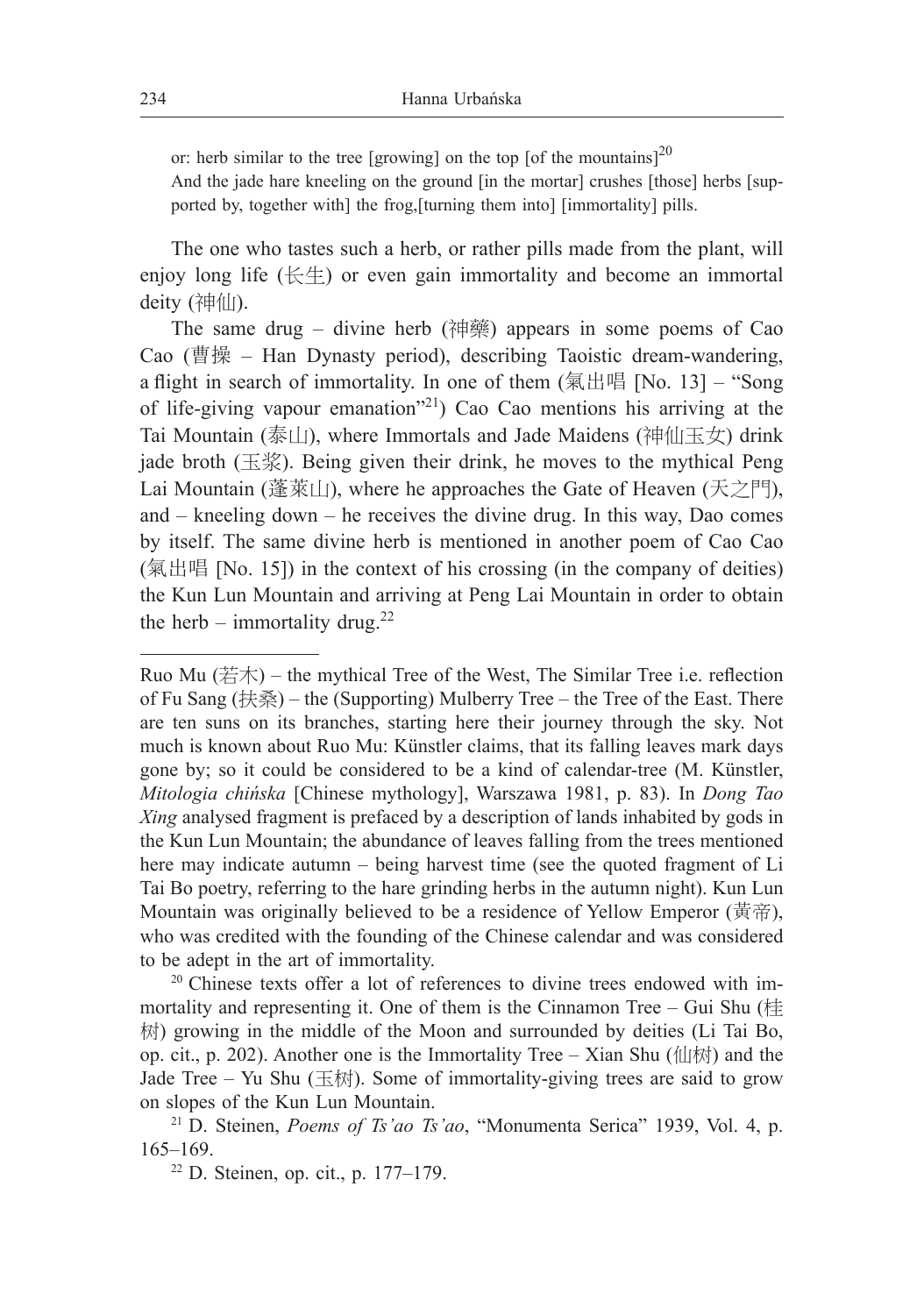or: herb similar to the tree [growing] on the top [of the mountains][20]
And the jade hare kneeling on the ground [in the mortar] crushes [those] herbs [supported by, together with] the frog,[turning them into] [immortality] pills.

The one who tastes such a herb, or rather pills made from the plant, will enjoy long life (长生) or even gain immortality and become an immortal deity (神仙).

The same drug – divine herb (神藥) appears in some poems of Cao Cao (曹操 – Han Dynasty period), describing Taoistic dream-wandering, a flight in search of immortality. In one of them (氣出唱 [No. 13] – "Song of life-giving vapour emanation"[21]) Cao Cao mentions his arriving at the Tai Mountain (泰山), where Immortals and Jade Maidens (神仙玉女) drink jade broth (玉浆). Being given their drink, he moves to the mythical Peng Lai Mountain (蓬萊山), where he approaches the Gate of Heaven (天之門), and – kneeling down – he receives the divine drug. In this way, Dao comes by itself. The same divine herb is mentioned in another poem of Cao Cao (氣出唱 [No. 15]) in the context of his crossing (in the company of deities) the Kun Lun Mountain and arriving at Peng Lai Mountain in order to obtain the herb – immortality drug.[22]

---

Ruo Mu (若木) – the mythical Tree of the West, The Similar Tree i.e. reflection of Fu Sang (扶桑) – the (Supporting) Mulberry Tree – the Tree of the East. There are ten suns on its branches, starting here their journey through the sky. Not much is known about Ruo Mu: Künstler claims, that its falling leaves mark days gone by; so it could be considered to be a kind of calendar-tree (M. Künstler, *Mitologia chińska* [Chinese mythology], Warszawa 1981, p. 83). In *Dong Tao Xing* analysed fragment is prefaced by a description of lands inhabited by gods in the Kun Lun Mountain; the abundance of leaves falling from the trees mentioned here may indicate autumn – being harvest time (see the quoted fragment of Li Tai Bo poetry, referring to the hare grinding herbs in the autumn night). Kun Lun Mountain was originally believed to be a residence of Yellow Emperor (黄帝), who was credited with the founding of the Chinese calendar and was considered to be adept in the art of immortality.

[20] Chinese texts offer a lot of references to divine trees endowed with immortality and representing it. One of them is the Cinnamon Tree – Gui Shu (桂树) growing in the middle of the Moon and surrounded by deities (Li Tai Bo, op. cit., p. 202). Another one is the Immortality Tree – Xian Shu (仙树) and the Jade Tree – Yu Shu (玉树). Some of immortality-giving trees are said to grow on slopes of the Kun Lun Mountain.

[21] D. Steinen, *Poems of Ts'ao Ts'ao*, "Monumenta Serica" 1939, Vol. 4, p. 165–169.

[22] D. Steinen, op. cit., p. 177–179.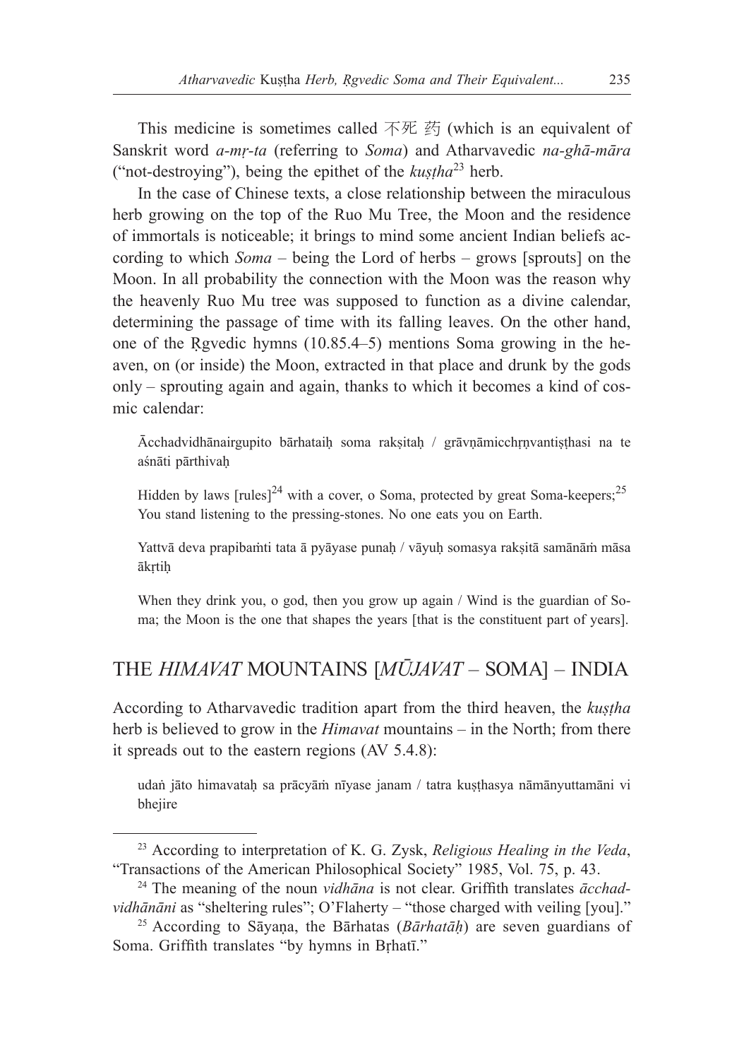This medicine is sometimes called 不死 药 (which is an equivalent of Sanskrit word *a-mṛ-ta* (referring to *Soma*) and Atharvavedic *na-ghā-māra* ("not-destroying"), being the epithet of the *kuṣṭha*[23] herb.

In the case of Chinese texts, a close relationship between the miraculous herb growing on the top of the Ruo Mu Tree, the Moon and the residence of immortals is noticeable; it brings to mind some ancient Indian beliefs according to which *Soma* – being the Lord of herbs – grows [sprouts] on the Moon. In all probability the connection with the Moon was the reason why the heavenly Ruo Mu tree was supposed to function as a divine calendar, determining the passage of time with its falling leaves. On the other hand, one of the Ṛgvedic hymns (10.85.4–5) mentions Soma growing in the heaven, on (or inside) the Moon, extracted in that place and drunk by the gods only – sprouting again and again, thanks to which it becomes a kind of cosmic calendar:

> Ācchadvidhānairgupito bārhataiḥ soma rakṣitaḥ / grāvṇāmicchṛṇvantiṣṭhasi na te aśnāti pārthivaḥ
>
> Hidden by laws [rules][24] with a cover, o Soma, protected by great Soma-keepers;[25] You stand listening to the pressing-stones. No one eats you on Earth.
>
> Yattvā deva prapibaṁti tata ā pyāyase punaḥ / vāyuḥ somasya rakṣitā samānāṁ māsa ākṛtiḥ
>
> When they drink you, o god, then you grow up again / Wind is the guardian of Soma; the Moon is the one that shapes the years [that is the constituent part of years].

## THE *HIMAVAT* MOUNTAINS [*MŪJAVAT* – SOMA] – INDIA

According to Atharvavedic tradition apart from the third heaven, the *kuṣṭha* herb is believed to grow in the *Himavat* mountains – in the North; from there it spreads out to the eastern regions (AV 5.4.8):

> udaṅ jāto himavataḥ sa prācyāṁ nīyase janam / tatra kuṣṭhasya nāmānyuttamāni vi bhejire

---

[23] According to interpretation of K. G. Zysk, *Religious Healing in the Veda*, "Transactions of the American Philosophical Society" 1985, Vol. 75, p. 43.

[24] The meaning of the noun *vidhāna* is not clear. Griffith translates *ācchadvidhānāni* as "sheltering rules"; O'Flaherty – "those charged with veiling [you]."

[25] According to Sāyaṇa, the Bārhatas (*Bārhatāḥ*) are seven guardians of Soma. Griffith translates "by hymns in Bṛhatī."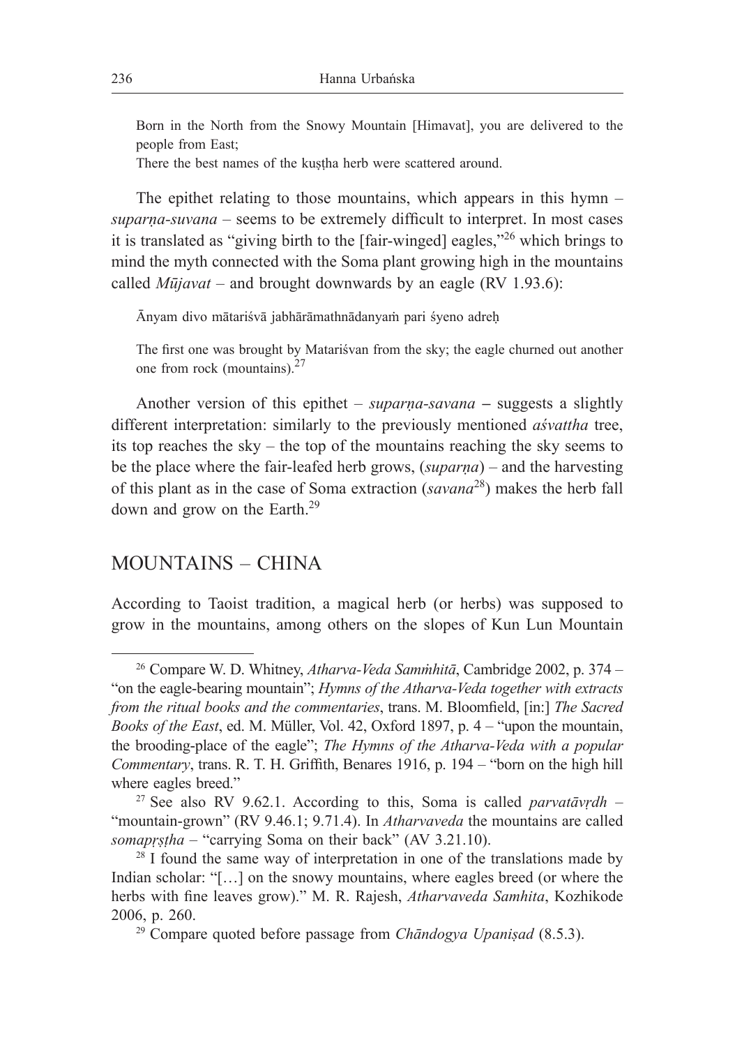Born in the North from the Snowy Mountain [Himavat], you are delivered to the people from East;
There the best names of the kuṣṭha herb were scattered around.

The epithet relating to those mountains, which appears in this hymn – *suparṇa-suvana* – seems to be extremely difficult to interpret. In most cases it is translated as "giving birth to the [fair-winged] eagles,"[26] which brings to mind the myth connected with the Soma plant growing high in the mountains called *Mūjavat* – and brought downwards by an eagle (RV 1.93.6):

Ānyam divo mātariśvā jabhārāmathnādanyaṁ pari śyeno adreḥ

The first one was brought by Matariśvan from the sky; the eagle churned out another one from rock (mountains).[27]

Another version of this epithet – *suparṇa-savana* – suggests a slightly different interpretation: similarly to the previously mentioned *aśvattha* tree, its top reaches the sky – the top of the mountains reaching the sky seems to be the place where the fair-leafed herb grows, (*suparṇa*) – and the harvesting of this plant as in the case of Soma extraction (*savana*[28]) makes the herb fall down and grow on the Earth.[29]

## MOUNTAINS – CHINA

According to Taoist tradition, a magical herb (or herbs) was supposed to grow in the mountains, among others on the slopes of Kun Lun Mountain

---

[26] Compare W. D. Whitney, *Atharva-Veda Saṁhitā*, Cambridge 2002, p. 374 – "on the eagle-bearing mountain"; *Hymns of the Atharva-Veda together with extracts from the ritual books and the commentaries*, trans. M. Bloomfield, [in:] *The Sacred Books of the East*, ed. M. Müller, Vol. 42, Oxford 1897, p. 4 – "upon the mountain, the brooding-place of the eagle"; *The Hymns of the Atharva-Veda with a popular Commentary*, trans. R. T. H. Griffith, Benares 1916, p. 194 – "born on the high hill where eagles breed."

[27] See also RV 9.62.1. According to this, Soma is called *parvatāvṛdh* – "mountain-grown" (RV 9.46.1; 9.71.4). In *Atharvaveda* the mountains are called *somapṛṣṭha* – "carrying Soma on their back" (AV 3.21.10).

[28] I found the same way of interpretation in one of the translations made by Indian scholar: "[…] on the snowy mountains, where eagles breed (or where the herbs with fine leaves grow)." M. R. Rajesh, *Atharvaveda Samhita*, Kozhikode 2006, p. 260.

[29] Compare quoted before passage from *Chāndogya Upaniṣad* (8.5.3).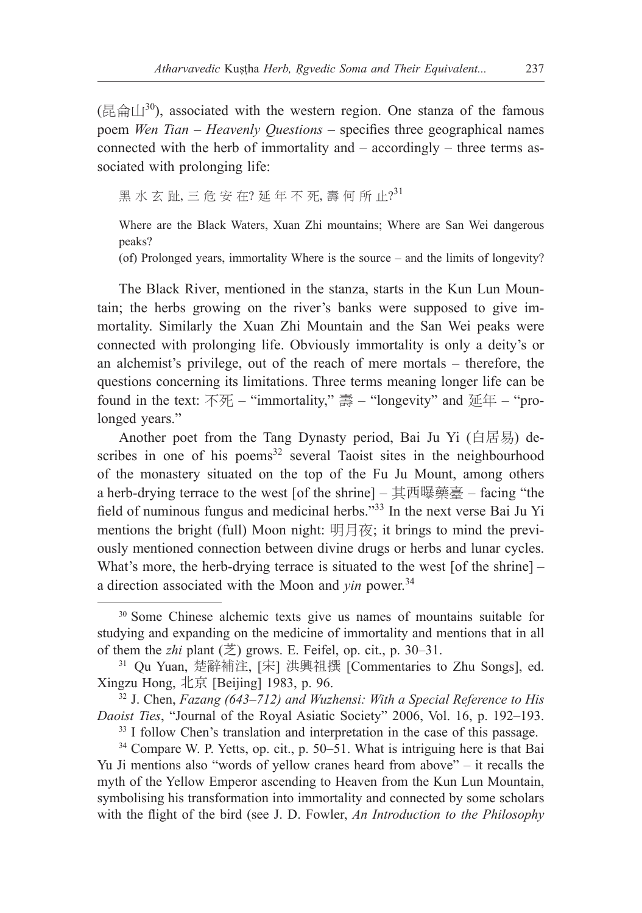(昆侖山[30]), associated with the western region. One stanza of the famous poem *Wen Tian – Heavenly Questions* – specifies three geographical names connected with the herb of immortality and – accordingly – three terms associated with prolonging life:

> 黑 水 玄 趾, 三 危 安 在? 延 年 不 死, 壽 何 所 止?[31]
>
> Where are the Black Waters, Xuan Zhi mountains; Where are San Wei dangerous peaks?
> (of) Prolonged years, immortality Where is the source – and the limits of longevity?

The Black River, mentioned in the stanza, starts in the Kun Lun Mountain; the herbs growing on the river's banks were supposed to give immortality. Similarly the Xuan Zhi Mountain and the San Wei peaks were connected with prolonging life. Obviously immortality is only a deity's or an alchemist's privilege, out of the reach of mere mortals – therefore, the questions concerning its limitations. Three terms meaning longer life can be found in the text: 不死 – "immortality," 壽 – "longevity" and 延年 – "prolonged years."

Another poet from the Tang Dynasty period, Bai Ju Yi (白居易) describes in one of his poems[32] several Taoist sites in the neighbourhood of the monastery situated on the top of the Fu Ju Mount, among others a herb-drying terrace to the west [of the shrine] – 其西曝藥臺 – facing "the field of numinous fungus and medicinal herbs."[33] In the next verse Bai Ju Yi mentions the bright (full) Moon night: 明月夜; it brings to mind the previously mentioned connection between divine drugs or herbs and lunar cycles. What's more, the herb-drying terrace is situated to the west [of the shrine] – a direction associated with the Moon and *yin* power.[34]

---

[30] Some Chinese alchemic texts give us names of mountains suitable for studying and expanding on the medicine of immortality and mentions that in all of them the *zhi* plant (芝) grows. E. Feifel, op. cit., p. 30–31.

[31] Qu Yuan, 楚辭補注, [宋] 洪興祖撰 [Commentaries to Zhu Songs], ed. Xingzu Hong, 北京 [Beijing] 1983, p. 96.

[32] J. Chen, *Fazang (643–712) and Wuzhensi: With a Special Reference to His Daoist Ties*, "Journal of the Royal Asiatic Society" 2006, Vol. 16, p. 192–193.

[33] I follow Chen's translation and interpretation in the case of this passage.

[34] Compare W. P. Yetts, op. cit., p. 50–51. What is intriguing here is that Bai Yu Ji mentions also "words of yellow cranes heard from above" – it recalls the myth of the Yellow Emperor ascending to Heaven from the Kun Lun Mountain, symbolising his transformation into immortality and connected by some scholars with the flight of the bird (see J. D. Fowler, *An Introduction to the Philosophy*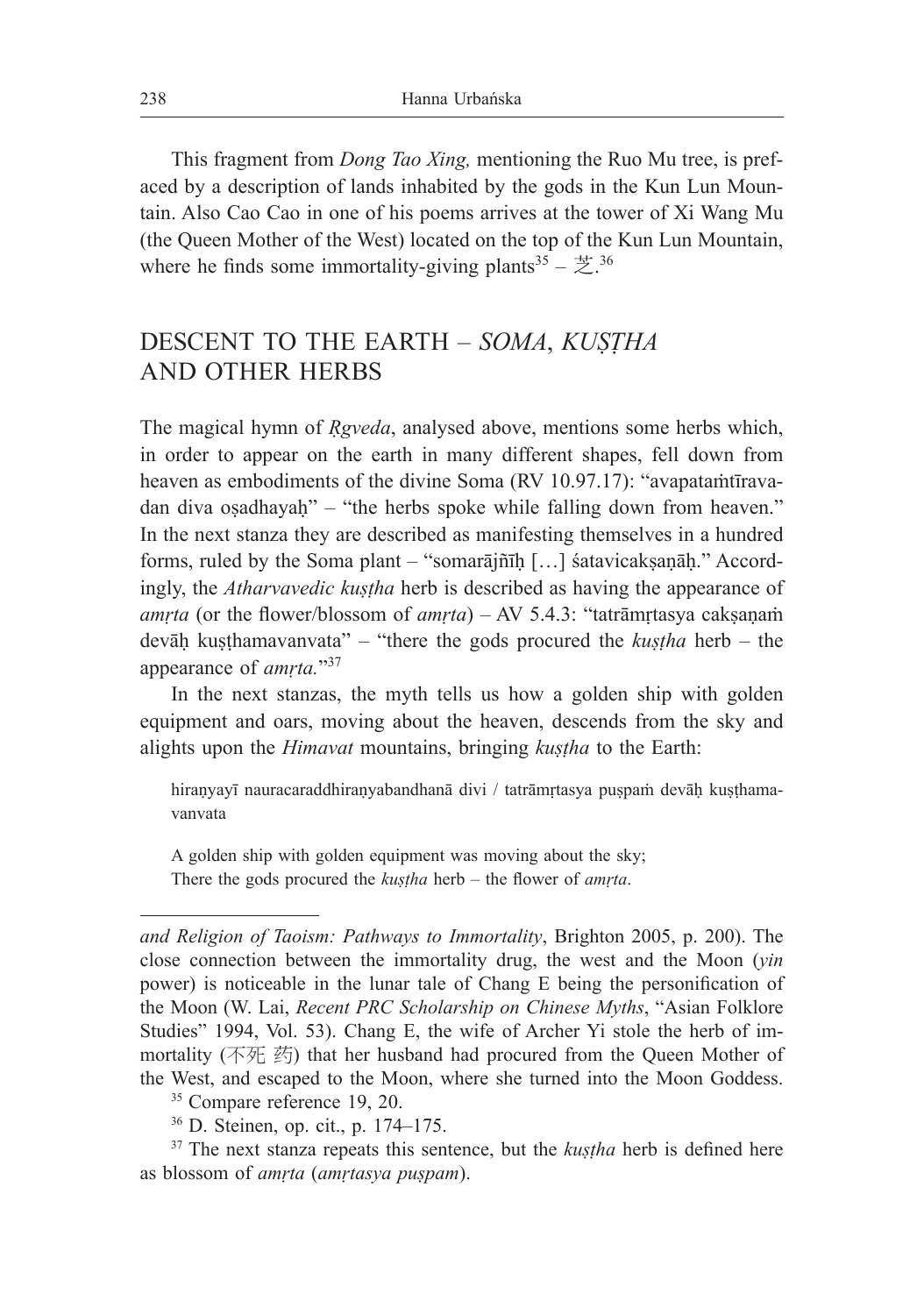This fragment from *Dong Tao Xing,* mentioning the Ruo Mu tree, is prefaced by a description of lands inhabited by the gods in the Kun Lun Mountain. Also Cao Cao in one of his poems arrives at the tower of Xi Wang Mu (the Queen Mother of the West) located on the top of the Kun Lun Mountain, where he finds some immortality-giving plants[35] – 芝.[36]

## DESCENT TO THE EARTH – *SOMA*, *KUṢṬHA* AND OTHER HERBS

The magical hymn of *Ṛgveda*, analysed above, mentions some herbs which, in order to appear on the earth in many different shapes, fell down from heaven as embodiments of the divine Soma (RV 10.97.17): "avapataṁtīravadan diva oṣadhayaḥ" – "the herbs spoke while falling down from heaven." In the next stanza they are described as manifesting themselves in a hundred forms, ruled by the Soma plant – "somarājñīḥ […] śatavicakṣaṇāḥ." Accordingly, the *Atharvavedic kuṣṭha* herb is described as having the appearance of *amṛta* (or the flower/blossom of *amṛta*) – AV 5.4.3: "tatrāmṛtasya cakṣaṇaṁ devāḥ kuṣṭhamavanvata" – "there the gods procured the *kuṣṭha* herb – the appearance of *amṛta.*"[37]

In the next stanzas, the myth tells us how a golden ship with golden equipment and oars, moving about the heaven, descends from the sky and alights upon the *Himavat* mountains, bringing *kuṣṭha* to the Earth:

> hiraṇyayī nauracaraddhiraṇyabandhanā divi / tatrāmṛtasya puṣpaṁ devāḥ kuṣṭhamavanvata
>
> A golden ship with golden equipment was moving about the sky;
> There the gods procured the *kuṣṭha* herb – the flower of *amṛta*.

---

*and Religion of Taoism: Pathways to Immortality*, Brighton 2005, p. 200). The close connection between the immortality drug, the west and the Moon (*yin* power) is noticeable in the lunar tale of Chang E being the personification of the Moon (W. Lai, *Recent PRC Scholarship on Chinese Myths*, "Asian Folklore Studies" 1994, Vol. 53). Chang E, the wife of Archer Yi stole the herb of immortality (不死 药) that her husband had procured from the Queen Mother of the West, and escaped to the Moon, where she turned into the Moon Goddess.

[35] Compare reference 19, 20.

[36] D. Steinen, op. cit., p. 174–175.

[37] The next stanza repeats this sentence, but the *kuṣṭha* herb is defined here as blossom of *amṛta* (*amṛtasya puṣpam*).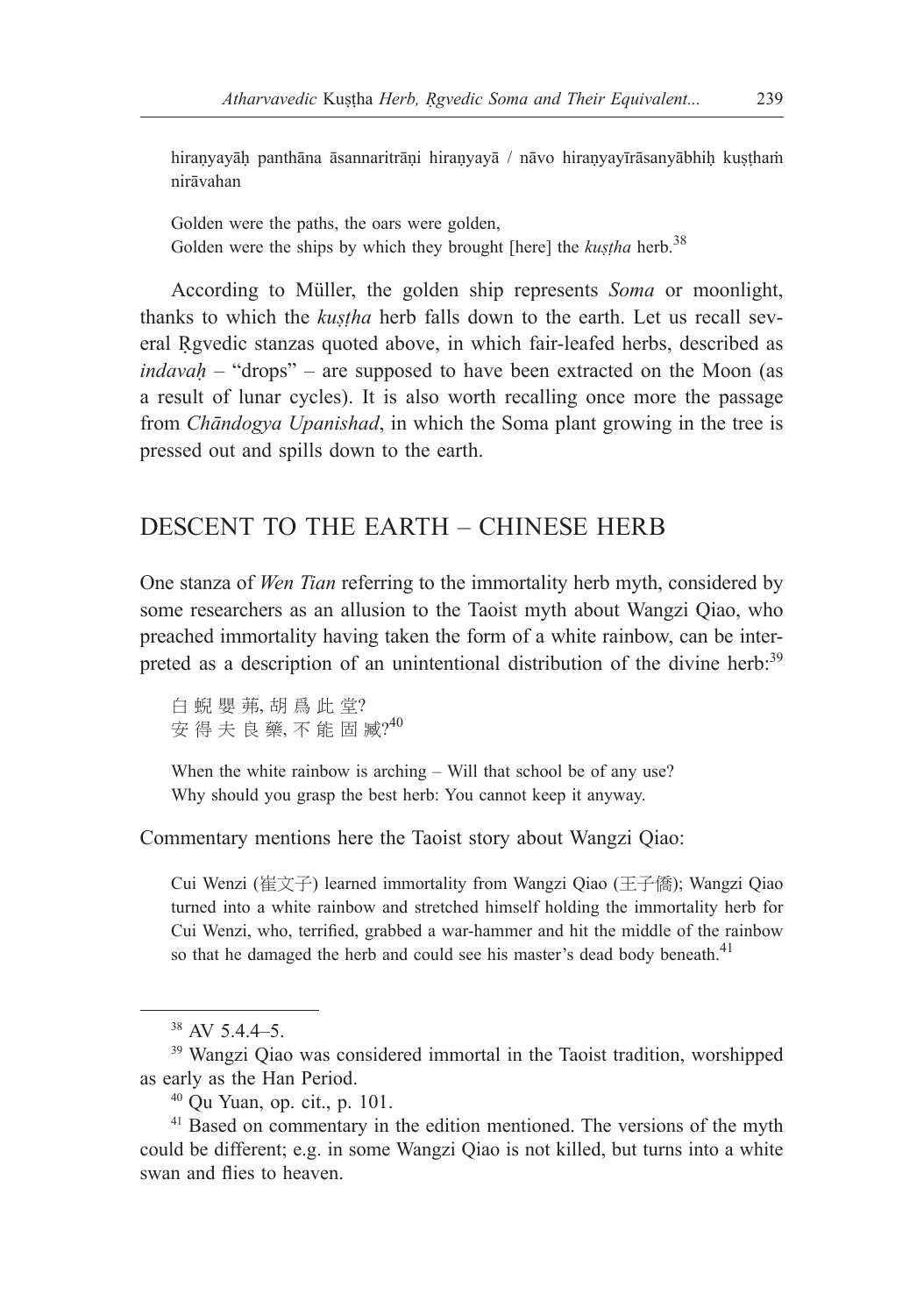hiraṇyayāḥ panthāna āsannaritrāṇi hiraṇyayā / nāvo hiraṇyayīrāsanyābhiḥ kuṣṭhaṁ nirāvahan

Golden were the paths, the oars were golden,
Golden were the ships by which they brought [here] the *kuṣṭha* herb.[38]

According to Müller, the golden ship represents *Soma* or moonlight, thanks to which the *kuṣṭha* herb falls down to the earth. Let us recall several Ṛgvedic stanzas quoted above, in which fair-leafed herbs, described as *indavaḥ* – "drops" – are supposed to have been extracted on the Moon (as a result of lunar cycles). It is also worth recalling once more the passage from *Chāndogya Upanishad*, in which the Soma plant growing in the tree is pressed out and spills down to the earth.

## DESCENT TO THE EARTH – CHINESE HERB

One stanza of *Wen Tian* referring to the immortality herb myth, considered by some researchers as an allusion to the Taoist myth about Wangzi Qiao, who preached immortality having taken the form of a white rainbow, can be interpreted as a description of an unintentional distribution of the divine herb:[39]

白 蜺 嬰 茀, 胡 爲 此 堂?
安 得 夫 良 藥, 不 能 固 臧?[40]

When the white rainbow is arching – Will that school be of any use?
Why should you grasp the best herb: You cannot keep it anyway.

Commentary mentions here the Taoist story about Wangzi Qiao:

Cui Wenzi (崔文子) learned immortality from Wangzi Qiao (王子僑); Wangzi Qiao turned into a white rainbow and stretched himself holding the immortality herb for Cui Wenzi, who, terrified, grabbed a war-hammer and hit the middle of the rainbow so that he damaged the herb and could see his master's dead body beneath.[41]

---

[38] AV 5.4.4–5.

[39] Wangzi Qiao was considered immortal in the Taoist tradition, worshipped as early as the Han Period.

[40] Qu Yuan, op. cit., p. 101.

[41] Based on commentary in the edition mentioned. The versions of the myth could be different; e.g. in some Wangzi Qiao is not killed, but turns into a white swan and flies to heaven.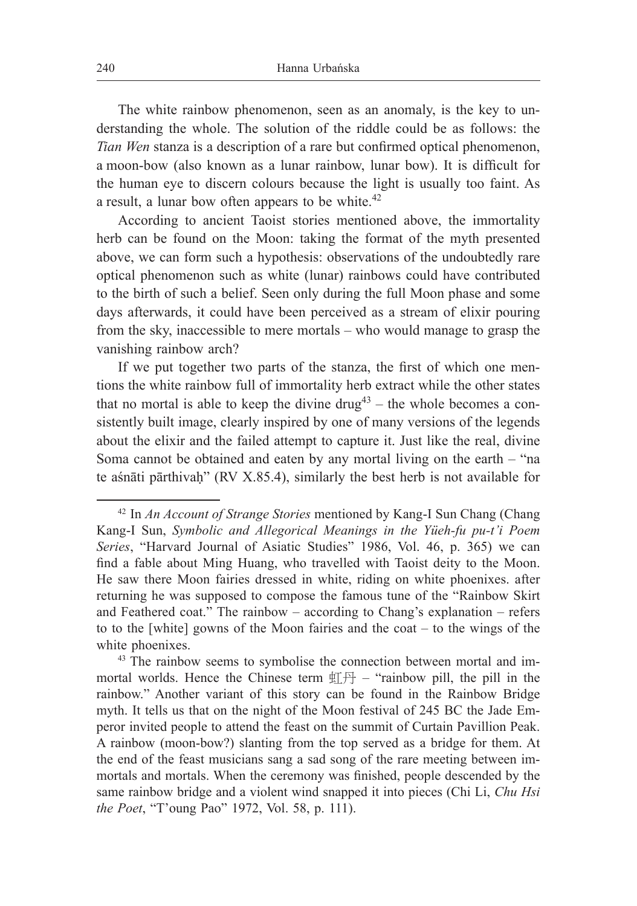The white rainbow phenomenon, seen as an anomaly, is the key to understanding the whole. The solution of the riddle could be as follows: the *Tian Wen* stanza is a description of a rare but confirmed optical phenomenon, a moon-bow (also known as a lunar rainbow, lunar bow). It is difficult for the human eye to discern colours because the light is usually too faint. As a result, a lunar bow often appears to be white.[42]

According to ancient Taoist stories mentioned above, the immortality herb can be found on the Moon: taking the format of the myth presented above, we can form such a hypothesis: observations of the undoubtedly rare optical phenomenon such as white (lunar) rainbows could have contributed to the birth of such a belief. Seen only during the full Moon phase and some days afterwards, it could have been perceived as a stream of elixir pouring from the sky, inaccessible to mere mortals – who would manage to grasp the vanishing rainbow arch?

If we put together two parts of the stanza, the first of which one mentions the white rainbow full of immortality herb extract while the other states that no mortal is able to keep the divine drug[43] – the whole becomes a consistently built image, clearly inspired by one of many versions of the legends about the elixir and the failed attempt to capture it. Just like the real, divine Soma cannot be obtained and eaten by any mortal living on the earth – "na te aśnāti pārthivaḥ" (RV X.85.4), similarly the best herb is not available for

---

[42] In *An Account of Strange Stories* mentioned by Kang-I Sun Chang (Chang Kang-I Sun, *Symbolic and Allegorical Meanings in the Yüeh-fu pu-t'i Poem Series*, "Harvard Journal of Asiatic Studies" 1986, Vol. 46, p. 365) we can find a fable about Ming Huang, who travelled with Taoist deity to the Moon. He saw there Moon fairies dressed in white, riding on white phoenixes. after returning he was supposed to compose the famous tune of the "Rainbow Skirt and Feathered coat." The rainbow – according to Chang's explanation – refers to to the [white] gowns of the Moon fairies and the coat – to the wings of the white phoenixes.

[43] The rainbow seems to symbolise the connection between mortal and immortal worlds. Hence the Chinese term 虹丹 – "rainbow pill, the pill in the rainbow." Another variant of this story can be found in the Rainbow Bridge myth. It tells us that on the night of the Moon festival of 245 BC the Jade Emperor invited people to attend the feast on the summit of Curtain Pavillion Peak. A rainbow (moon-bow?) slanting from the top served as a bridge for them. At the end of the feast musicians sang a sad song of the rare meeting between immortals and mortals. When the ceremony was finished, people descended by the same rainbow bridge and a violent wind snapped it into pieces (Chi Li, *Chu Hsi the Poet*, "T'oung Pao" 1972, Vol. 58, p. 111).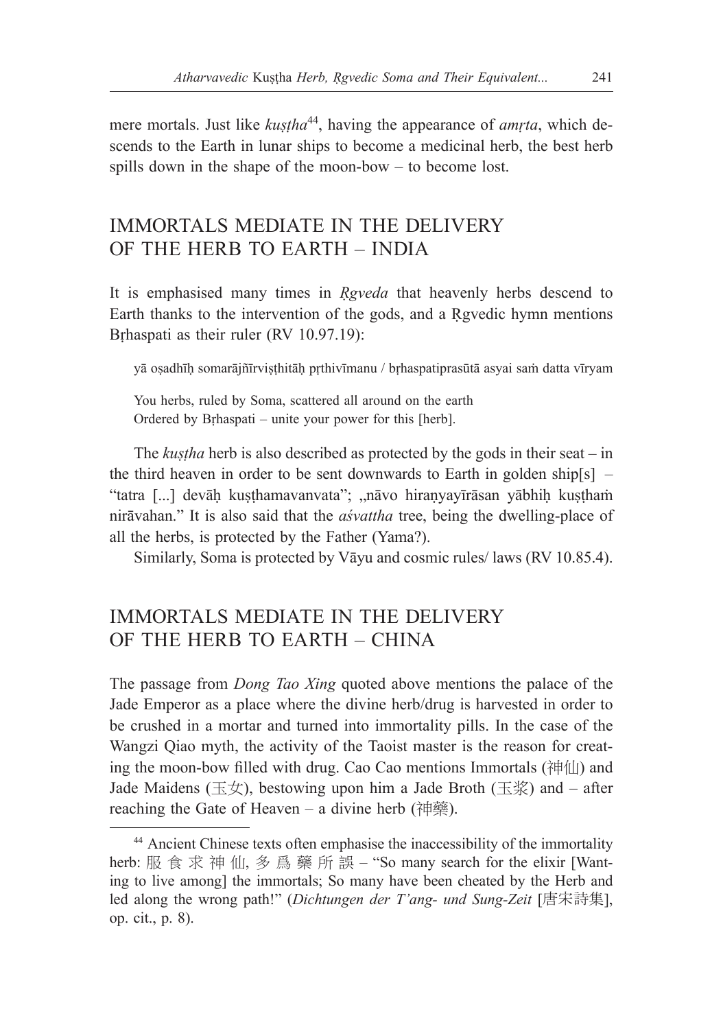mere mortals. Just like *kuṣṭha*[44], having the appearance of *amṛta*, which descends to the Earth in lunar ships to become a medicinal herb, the best herb spills down in the shape of the moon-bow – to become lost.

## IMMORTALS MEDIATE IN THE DELIVERY OF THE HERB TO EARTH – INDIA

It is emphasised many times in *Ṛgveda* that heavenly herbs descend to Earth thanks to the intervention of the gods, and a Ṛgvedic hymn mentions Bṛhaspati as their ruler (RV 10.97.19):

> yā oṣadhīḥ somarājñīrviṣṭhitāḥ pṛthivīmanu / bṛhaspatiprasūtā asyai saṁ datta vīryam
>
> You herbs, ruled by Soma, scattered all around on the earth
> Ordered by Bṛhaspati – unite your power for this [herb].

The *kuṣṭha* herb is also described as protected by the gods in their seat – in the third heaven in order to be sent downwards to Earth in golden ship[s] – "tatra [...] devāḥ kuṣṭhamavanvata"; „nāvo hiraṇyayīrāsan yābhiḥ kuṣṭhaṁ nirāvahan." It is also said that the *aśvattha* tree, being the dwelling-place of all the herbs, is protected by the Father (Yama?).

Similarly, Soma is protected by Vāyu and cosmic rules/ laws (RV 10.85.4).

## IMMORTALS MEDIATE IN THE DELIVERY OF THE HERB TO EARTH – CHINA

The passage from *Dong Tao Xing* quoted above mentions the palace of the Jade Emperor as a place where the divine herb/drug is harvested in order to be crushed in a mortar and turned into immortality pills. In the case of the Wangzi Qiao myth, the activity of the Taoist master is the reason for creating the moon-bow filled with drug. Cao Cao mentions Immortals (神仙) and Jade Maidens (玉女), bestowing upon him a Jade Broth (玉浆) and – after reaching the Gate of Heaven – a divine herb (神藥).

---

[44] Ancient Chinese texts often emphasise the inaccessibility of the immortality herb: 服 食 求 神 仙, 多 爲 藥 所 誤 – "So many search for the elixir [Wanting to live among] the immortals; So many have been cheated by the Herb and led along the wrong path!" (*Dichtungen der T'ang- und Sung-Zeit* [唐宋詩集], op. cit., p. 8).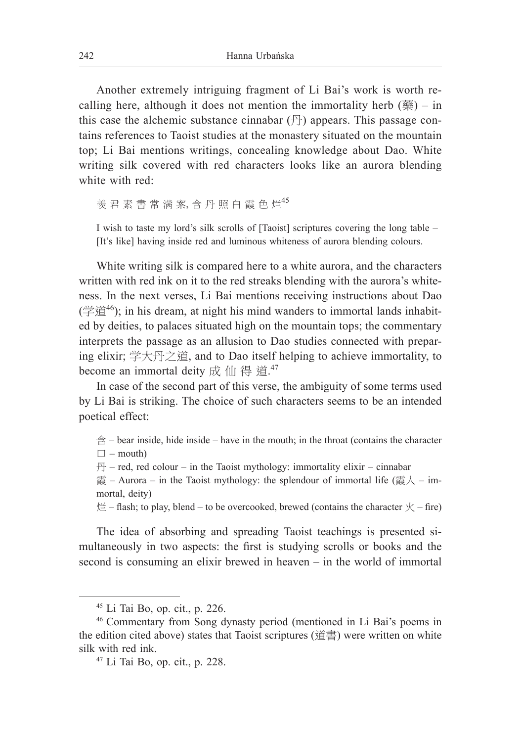Another extremely intriguing fragment of Li Bai's work is worth recalling here, although it does not mention the immortality herb (藥) – in this case the alchemic substance cinnabar (丹) appears. This passage contains references to Taoist studies at the monastery situated on the mountain top; Li Bai mentions writings, concealing knowledge about Dao. White writing silk covered with red characters looks like an aurora blending white with red:

> 羡 君 素 書 常 满 案, 含 丹 照 白 霞 色 烂[45]
>
> I wish to taste my lord's silk scrolls of [Taoist] scriptures covering the long table – [It's like] having inside red and luminous whiteness of aurora blending colours.

White writing silk is compared here to a white aurora, and the characters written with red ink on it to the red streaks blending with the aurora's whiteness. In the next verses, Li Bai mentions receiving instructions about Dao (学道[46]); in his dream, at night his mind wanders to immortal lands inhabited by deities, to palaces situated high on the mountain tops; the commentary interprets the passage as an allusion to Dao studies connected with preparing elixir; 学大丹之道, and to Dao itself helping to achieve immortality, to become an immortal deity 成 仙 得 道.[47]

In case of the second part of this verse, the ambiguity of some terms used by Li Bai is striking. The choice of such characters seems to be an intended poetical effect:

> 含 – bear inside, hide inside – have in the mouth; in the throat (contains the character 口 – mouth)
>
> 丹 – red, red colour – in the Taoist mythology: immortality elixir – cinnabar
>
> 霞 – Aurora – in the Taoist mythology: the splendour of immortal life (霞人 – immortal, deity)
>
> 烂 – flash; to play, blend – to be overcooked, brewed (contains the character 火 – fire)

The idea of absorbing and spreading Taoist teachings is presented simultaneously in two aspects: the first is studying scrolls or books and the second is consuming an elixir brewed in heaven – in the world of immortal

---

[45] Li Tai Bo, op. cit., p. 226.

[46] Commentary from Song dynasty period (mentioned in Li Bai's poems in the edition cited above) states that Taoist scriptures (道書) were written on white silk with red ink.

[47] Li Tai Bo, op. cit., p. 228.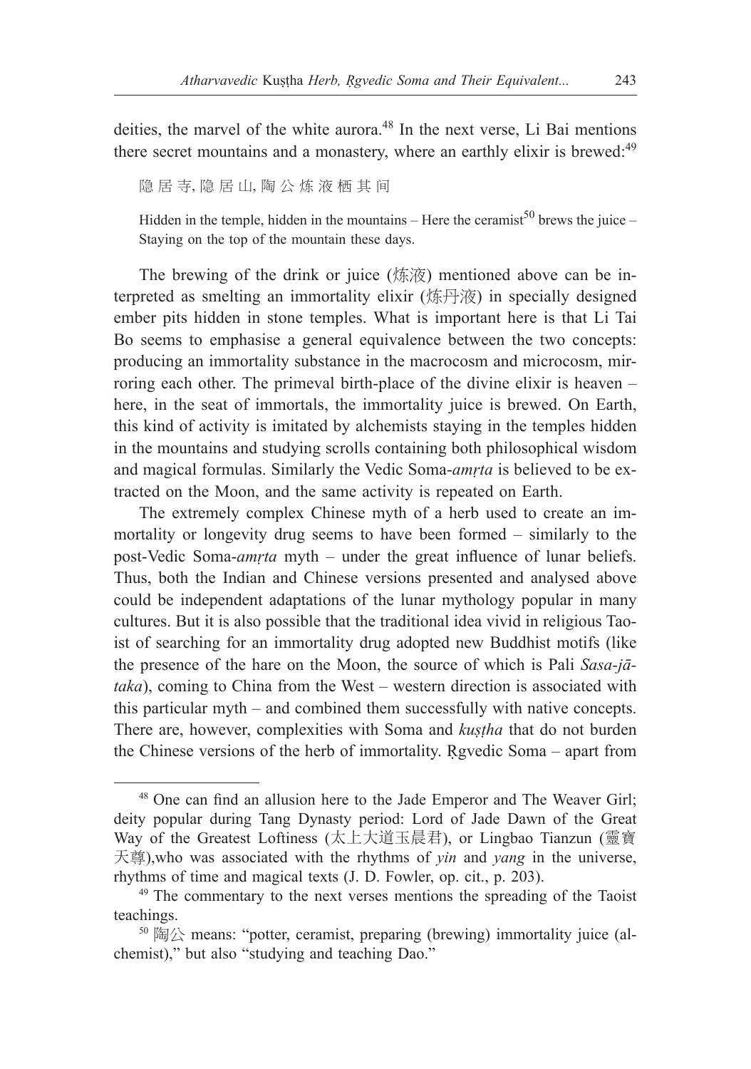deities, the marvel of the white aurora.[48] In the next verse, Li Bai mentions there secret mountains and a monastery, where an earthly elixir is brewed:[49]

> 隐 居 寺, 隐 居 山, 陶 公 炼 液 栖 其 间
>
> Hidden in the temple, hidden in the mountains – Here the ceramist[50] brews the juice – Staying on the top of the mountain these days.

The brewing of the drink or juice (炼液) mentioned above can be interpreted as smelting an immortality elixir (炼丹液) in specially designed ember pits hidden in stone temples. What is important here is that Li Tai Bo seems to emphasise a general equivalence between the two concepts: producing an immortality substance in the macrocosm and microcosm, mirroring each other. The primeval birth-place of the divine elixir is heaven – here, in the seat of immortals, the immortality juice is brewed. On Earth, this kind of activity is imitated by alchemists staying in the temples hidden in the mountains and studying scrolls containing both philosophical wisdom and magical formulas. Similarly the Vedic Soma-*amṛta* is believed to be extracted on the Moon, and the same activity is repeated on Earth.

The extremely complex Chinese myth of a herb used to create an immortality or longevity drug seems to have been formed – similarly to the post-Vedic Soma-*amṛta* myth – under the great influence of lunar beliefs. Thus, both the Indian and Chinese versions presented and analysed above could be independent adaptations of the lunar mythology popular in many cultures. But it is also possible that the traditional idea vivid in religious Taoist of searching for an immortality drug adopted new Buddhist motifs (like the presence of the hare on the Moon, the source of which is Pali *Sasa-jātaka*), coming to China from the West – western direction is associated with this particular myth – and combined them successfully with native concepts. There are, however, complexities with Soma and *kuṣṭha* that do not burden the Chinese versions of the herb of immortality. Ṛgvedic Soma – apart from

---

[48] One can find an allusion here to the Jade Emperor and The Weaver Girl; deity popular during Tang Dynasty period: Lord of Jade Dawn of the Great Way of the Greatest Loftiness (太上大道玉晨君), or Lingbao Tianzun (靈寶天尊),who was associated with the rhythms of *yin* and *yang* in the universe, rhythms of time and magical texts (J. D. Fowler, op. cit., p. 203).

[49] The commentary to the next verses mentions the spreading of the Taoist teachings.

[50] 陶公 means: "potter, ceramist, preparing (brewing) immortality juice (alchemist)," but also "studying and teaching Dao."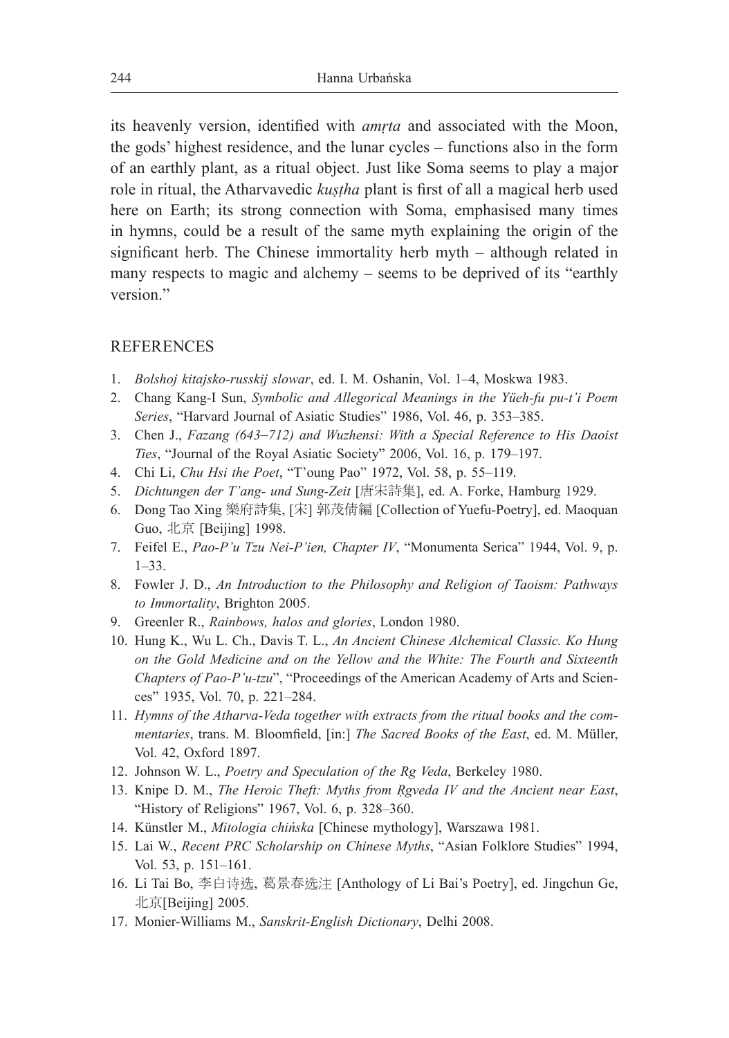its heavenly version, identified with *amṛta* and associated with the Moon, the gods' highest residence, and the lunar cycles – functions also in the form of an earthly plant, as a ritual object. Just like Soma seems to play a major role in ritual, the Atharvavedic *kuṣṭha* plant is first of all a magical herb used here on Earth; its strong connection with Soma, emphasised many times in hymns, could be a result of the same myth explaining the origin of the significant herb. The Chinese immortality herb myth – although related in many respects to magic and alchemy – seems to be deprived of its "earthly version."

## REFERENCES

1. *Bolshoj kitajsko-russkij slowar*, ed. I. M. Oshanin, Vol. 1–4, Moskwa 1983.
2. Chang Kang-I Sun, *Symbolic and Allegorical Meanings in the Yüeh-fu pu-t'i Poem Series*, "Harvard Journal of Asiatic Studies" 1986, Vol. 46, p. 353–385.
3. Chen J., *Fazang (643–712) and Wuzhensi: With a Special Reference to His Daoist Ties*, "Journal of the Royal Asiatic Society" 2006, Vol. 16, p. 179–197.
4. Chi Li, *Chu Hsi the Poet*, "T'oung Pao" 1972, Vol. 58, p. 55–119.
5. *Dichtungen der T'ang- und Sung-Zeit* [唐宋詩集], ed. A. Forke, Hamburg 1929.
6. Dong Tao Xing 樂府詩集, [宋] 郭茂倩編 [Collection of Yuefu-Poetry], ed. Maoquan Guo, 北京 [Beijing] 1998.
7. Feifel E., *Pao-P'u Tzu Nei-P'ien, Chapter IV*, "Monumenta Serica" 1944, Vol. 9, p. 1–33.
8. Fowler J. D., *An Introduction to the Philosophy and Religion of Taoism: Pathways to Immortality*, Brighton 2005.
9. Greenler R., *Rainbows, halos and glories*, London 1980.
10. Hung K., Wu L. Ch., Davis T. L., *An Ancient Chinese Alchemical Classic. Ko Hung on the Gold Medicine and on the Yellow and the White: The Fourth and Sixteenth Chapters of Pao-P'u-tzu*", "Proceedings of the American Academy of Arts and Sciences" 1935, Vol. 70, p. 221–284.
11. *Hymns of the Atharva-Veda together with extracts from the ritual books and the commentaries*, trans. M. Bloomfield, [in:] *The Sacred Books of the East*, ed. M. Müller, Vol. 42, Oxford 1897.
12. Johnson W. L., *Poetry and Speculation of the Rg Veda*, Berkeley 1980.
13. Knipe D. M., *The Heroic Theft: Myths from Ṛgveda IV and the Ancient near East*, "History of Religions" 1967, Vol. 6, p. 328–360.
14. Künstler M., *Mitologia chińska* [Chinese mythology], Warszawa 1981.
15. Lai W., *Recent PRC Scholarship on Chinese Myths*, "Asian Folklore Studies" 1994, Vol. 53, p. 151–161.
16. Li Tai Bo, 李白诗选, 葛景春选注 [Anthology of Li Bai's Poetry], ed. Jingchun Ge, 北京[Beijing] 2005.
17. Monier-Williams M., *Sanskrit-English Dictionary*, Delhi 2008.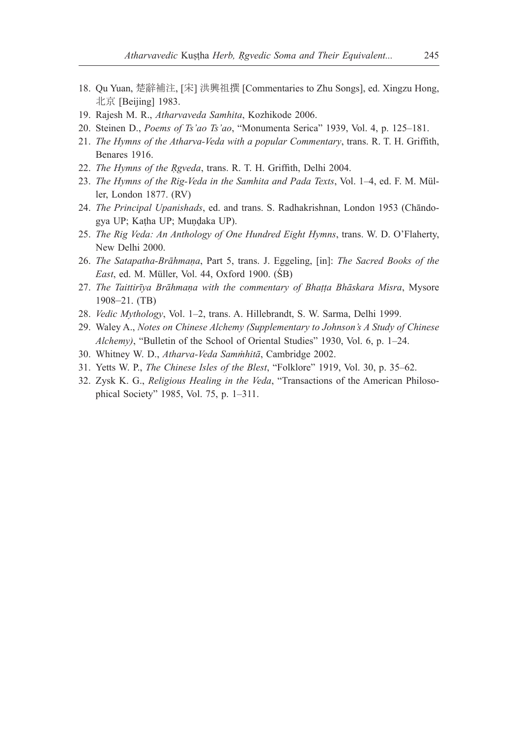18. Qu Yuan, 楚辭補注, [宋] 洪興祖撰 [Commentaries to Zhu Songs], ed. Xingzu Hong, 北京 [Beijing] 1983.
19. Rajesh M. R., *Atharvaveda Samhita*, Kozhikode 2006.
20. Steinen D., *Poems of Ts'ao Ts'ao*, "Monumenta Serica" 1939, Vol. 4, p. 125–181.
21. *The Hymns of the Atharva-Veda with a popular Commentary*, trans. R. T. H. Griffith, Benares 1916.
22. *The Hymns of the Ṛgveda*, trans. R. T. H. Griffith, Delhi 2004.
23. *The Hymns of the Rig-Veda in the Samhita and Pada Texts*, Vol. 1–4, ed. F. M. Müller, London 1877. (RV)
24. *The Principal Upanishads*, ed. and trans. S. Radhakrishnan, London 1953 (Chāndogya UP; Kaṭha UP; Muṇḍaka UP).
25. *The Rig Veda: An Anthology of One Hundred Eight Hymns*, trans. W. D. O'Flaherty, New Delhi 2000.
26. *The Satapatha-Brāhmaṇa*, Part 5, trans. J. Eggeling, [in]: *The Sacred Books of the East*, ed. M. Müller, Vol. 44, Oxford 1900. (ŚB)
27. *The Taittirīya Brāhmaṇa with the commentary of Bhaṭṭa Bhāskara Misra*, Mysore 1908–21. (TB)
28. *Vedic Mythology*, Vol. 1–2, trans. A. Hillebrandt, S. W. Sarma, Delhi 1999.
29. Waley A., *Notes on Chinese Alchemy (Supplementary to Johnson's A Study of Chinese Alchemy)*, "Bulletin of the School of Oriental Studies" 1930, Vol. 6, p. 1–24.
30. Whitney W. D., *Atharva-Veda Saṁhitā*, Cambridge 2002.
31. Yetts W. P., *The Chinese Isles of the Blest*, "Folklore" 1919, Vol. 30, p. 35–62.
32. Zysk K. G., *Religious Healing in the Veda*, "Transactions of the American Philosophical Society" 1985, Vol. 75, p. 1–311.